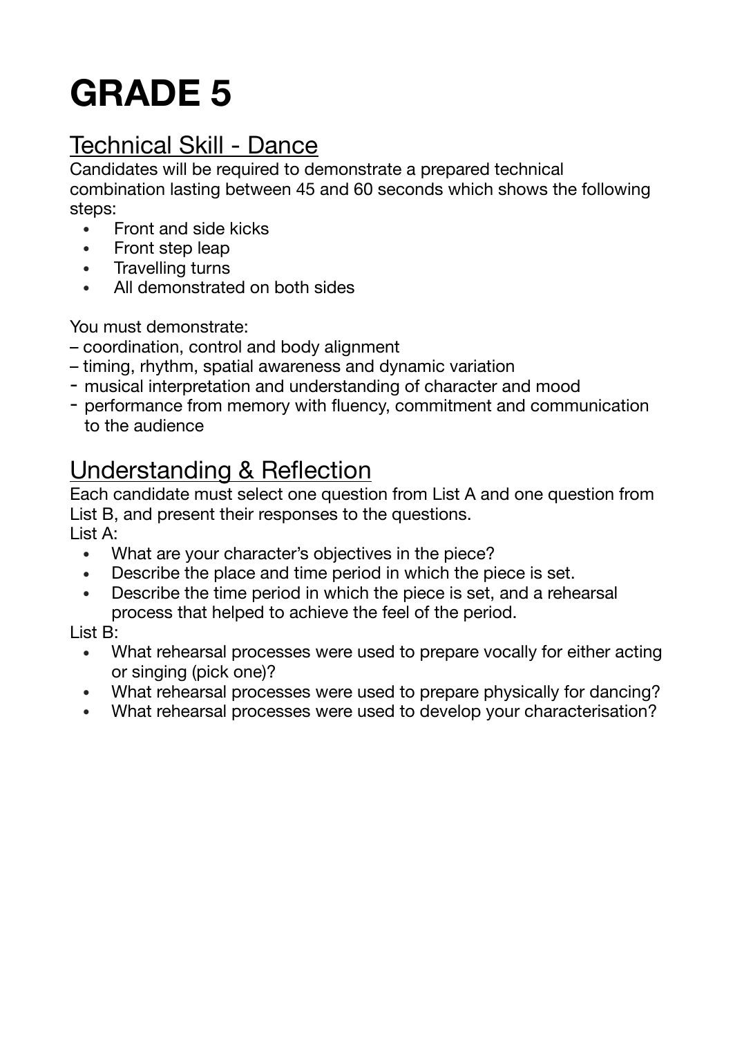# GRADE 5

## Technical Skill - Dance

Candidates will be required to demonstrate a prepared technical combination lasting between 45 and 60 seconds which shows the following steps:

- Front and side kicks
- Front step leap
- Travelling turns
- All demonstrated on both sides

You must demonstrate:

– coordination, control and body alignment
– timing, rhythm, spatial awareness and dynamic variation
- musical interpretation and understanding of character and mood
- performance from memory with fluency, commitment and communication to the audience

## Understanding & Reflection

Each candidate must select one question from List A and one question from List B, and present their responses to the questions.

List A:

- What are your character's objectives in the piece?
- Describe the place and time period in which the piece is set.
- Describe the time period in which the piece is set, and a rehearsal process that helped to achieve the feel of the period.

List B:

- What rehearsal processes were used to prepare vocally for either acting or singing (pick one)?
- What rehearsal processes were used to prepare physically for dancing?
- What rehearsal processes were used to develop your characterisation?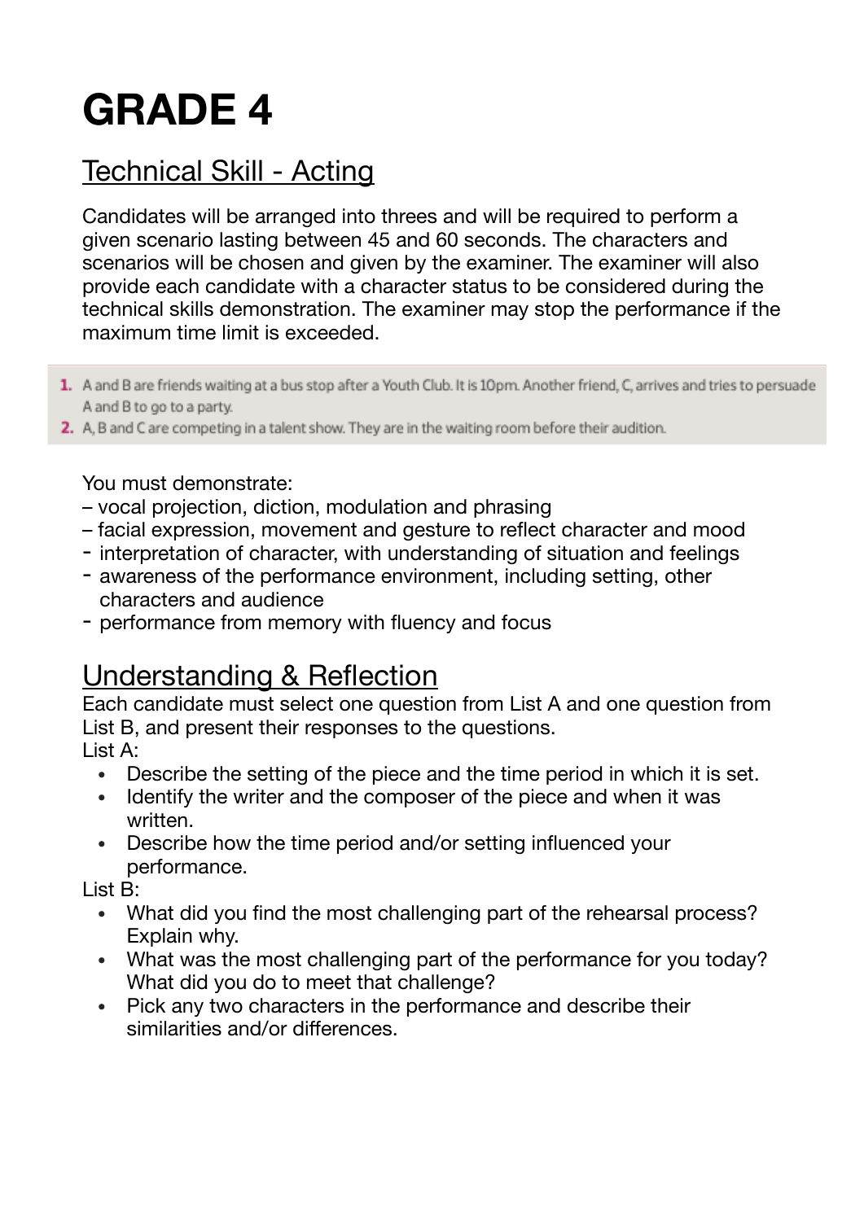# GRADE 4

## Technical Skill - Acting

Candidates will be arranged into threes and will be required to perform a given scenario lasting between 45 and 60 seconds. The characters and scenarios will be chosen and given by the examiner. The examiner will also provide each candidate with a character status to be considered during the technical skills demonstration. The examiner may stop the performance if the maximum time limit is exceeded.

1. A and B are friends waiting at a bus stop after a Youth Club. It is 10pm. Another friend, C, arrives and tries to persuade A and B to go to a party.
2. A, B and C are competing in a talent show. They are in the waiting room before their audition.

You must demonstrate:
- vocal projection, diction, modulation and phrasing
- facial expression, movement and gesture to reflect character and mood
- interpretation of character, with understanding of situation and feelings
- awareness of the performance environment, including setting, other characters and audience
- performance from memory with fluency and focus

## Understanding & Reflection

Each candidate must select one question from List A and one question from List B, and present their responses to the questions.

List A:
- Describe the setting of the piece and the time period in which it is set.
- Identify the writer and the composer of the piece and when it was written.
- Describe how the time period and/or setting influenced your performance.

List B:
- What did you find the most challenging part of the rehearsal process? Explain why.
- What was the most challenging part of the performance for you today? What did you do to meet that challenge?
- Pick any two characters in the performance and describe their similarities and/or differences.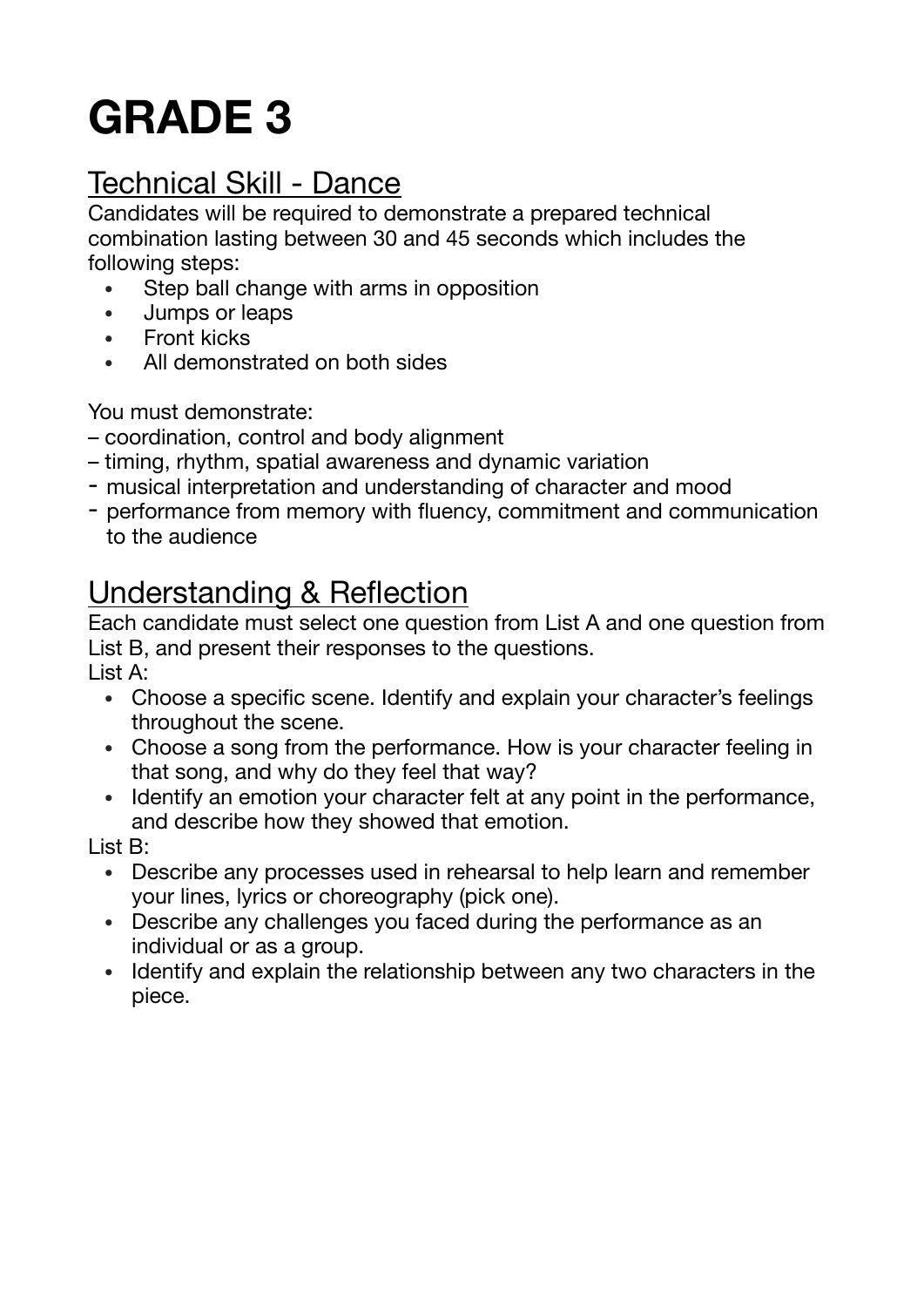# GRADE 3

## Technical Skill - Dance

Candidates will be required to demonstrate a prepared technical combination lasting between 30 and 45 seconds which includes the following steps:

- Step ball change with arms in opposition
- Jumps or leaps
- Front kicks
- All demonstrated on both sides

You must demonstrate:

– coordination, control and body alignment
– timing, rhythm, spatial awareness and dynamic variation
- musical interpretation and understanding of character and mood
- performance from memory with fluency, commitment and communication to the audience

## Understanding & Reflection

Each candidate must select one question from List A and one question from List B, and present their responses to the questions.

List A:

- Choose a specific scene. Identify and explain your character's feelings throughout the scene.
- Choose a song from the performance. How is your character feeling in that song, and why do they feel that way?
- Identify an emotion your character felt at any point in the performance, and describe how they showed that emotion.

List B:

- Describe any processes used in rehearsal to help learn and remember your lines, lyrics or choreography (pick one).
- Describe any challenges you faced during the performance as an individual or as a group.
- Identify and explain the relationship between any two characters in the piece.